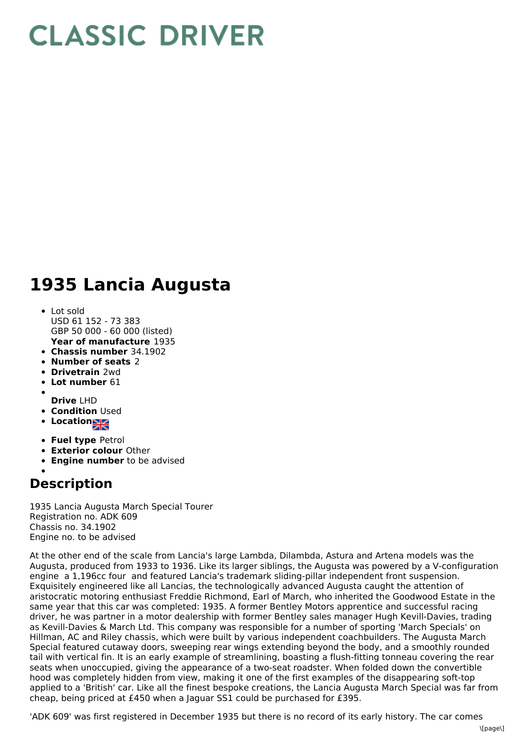// CLASSIC DRIVER

# 1935 Lancia Augusta

- Lot sold
  USD 61 152 - 73 383
  GBP 50 000 - 60 000 (listed)
  **Year of manufacture** 1935
- **Chassis number** 34.1902
- **Number of seats** 2
- **Drivetrain** 2wd
- **Lot number** 61
- **Drive** LHD
- **Condition** Used
- **Location**
- **Fuel type** Petrol
- **Exterior colour** Other
- **Engine number** to be advised

## Description

1935 Lancia Augusta March Special Tourer
Registration no. ADK 609
Chassis no. 34.1902
Engine no. to be advised

At the other end of the scale from Lancia's large Lambda, Dilambda, Astura and Artena models was the Augusta, produced from 1933 to 1936. Like its larger siblings, the Augusta was powered by a V-configuration engine a 1,196cc four and featured Lancia's trademark sliding-pillar independent front suspension. Exquisitely engineered like all Lancias, the technologically advanced Augusta caught the attention of aristocratic motoring enthusiast Freddie Richmond, Earl of March, who inherited the Goodwood Estate in the same year that this car was completed: 1935. A former Bentley Motors apprentice and successful racing driver, he was partner in a motor dealership with former Bentley sales manager Hugh Kevill-Davies, trading as Kevill-Davies & March Ltd. This company was responsible for a number of sporting 'March Specials' on Hillman, AC and Riley chassis, which were built by various independent coachbuilders. The Augusta March Special featured cutaway doors, sweeping rear wings extending beyond the body, and a smoothly rounded tail with vertical fin. It is an early example of streamlining, boasting a flush-fitting tonneau covering the rear seats when unoccupied, giving the appearance of a two-seat roadster. When folded down the convertible hood was completely hidden from view, making it one of the first examples of the disappearing soft-top applied to a 'British' car. Like all the finest bespoke creations, the Lancia Augusta March Special was far from cheap, being priced at £450 when a Jaguar SS1 could be purchased for £395.

'ADK 609' was first registered in December 1935 but there is no record of its early history. The car comes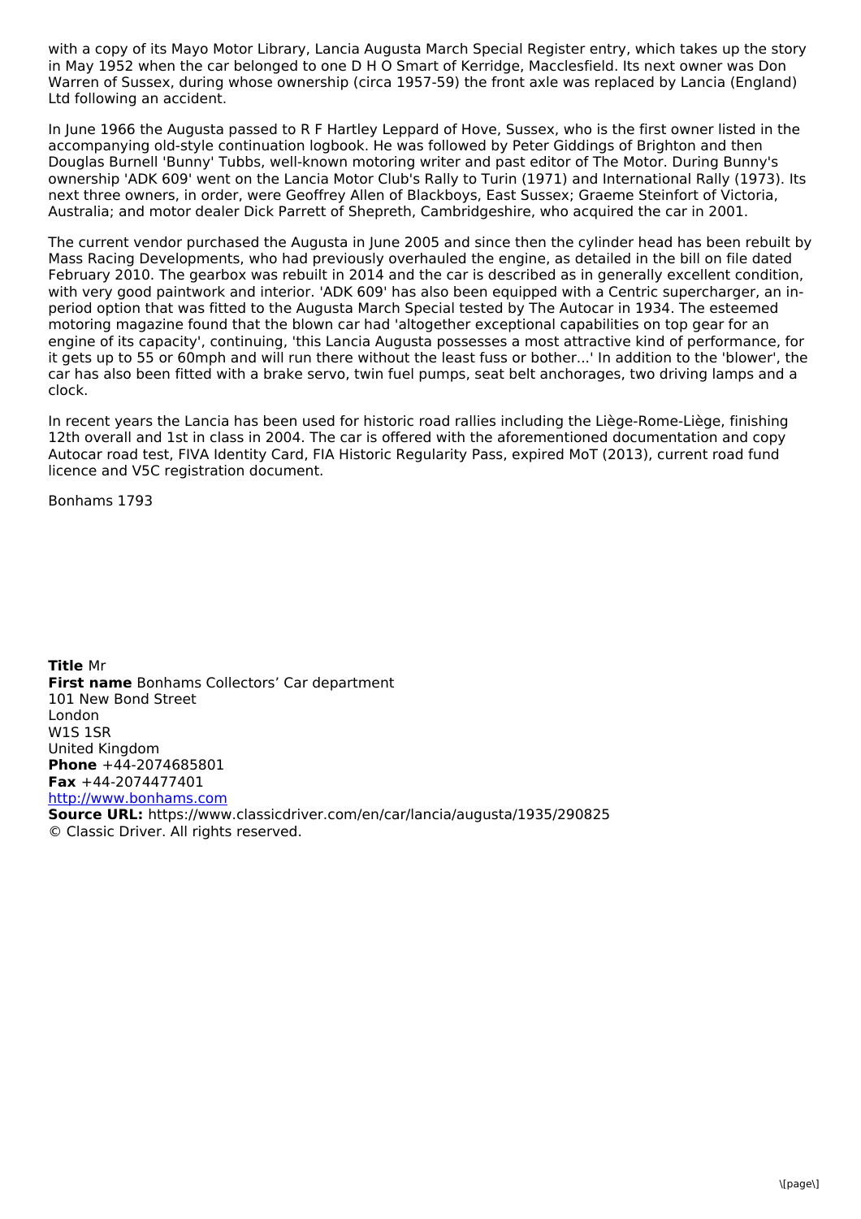with a copy of its Mayo Motor Library, Lancia Augusta March Special Register entry, which takes up the story in May 1952 when the car belonged to one D H O Smart of Kerridge, Macclesfield. Its next owner was Don Warren of Sussex, during whose ownership (circa 1957-59) the front axle was replaced by Lancia (England) Ltd following an accident.

In June 1966 the Augusta passed to R F Hartley Leppard of Hove, Sussex, who is the first owner listed in the accompanying old-style continuation logbook. He was followed by Peter Giddings of Brighton and then Douglas Burnell 'Bunny' Tubbs, well-known motoring writer and past editor of The Motor. During Bunny's ownership 'ADK 609' went on the Lancia Motor Club's Rally to Turin (1971) and International Rally (1973). Its next three owners, in order, were Geoffrey Allen of Blackboys, East Sussex; Graeme Steinfort of Victoria, Australia; and motor dealer Dick Parrett of Shepreth, Cambridgeshire, who acquired the car in 2001.

The current vendor purchased the Augusta in June 2005 and since then the cylinder head has been rebuilt by Mass Racing Developments, who had previously overhauled the engine, as detailed in the bill on file dated February 2010. The gearbox was rebuilt in 2014 and the car is described as in generally excellent condition, with very good paintwork and interior. 'ADK 609' has also been equipped with a Centric supercharger, an in-period option that was fitted to the Augusta March Special tested by The Autocar in 1934. The esteemed motoring magazine found that the blown car had 'altogether exceptional capabilities on top gear for an engine of its capacity', continuing, 'this Lancia Augusta possesses a most attractive kind of performance, for it gets up to 55 or 60mph and will run there without the least fuss or bother...' In addition to the 'blower', the car has also been fitted with a brake servo, twin fuel pumps, seat belt anchorages, two driving lamps and a clock.

In recent years the Lancia has been used for historic road rallies including the Liège-Rome-Liège, finishing 12th overall and 1st in class in 2004. The car is offered with the aforementioned documentation and copy Autocar road test, FIVA Identity Card, FIA Historic Regularity Pass, expired MoT (2013), current road fund licence and V5C registration document.

Bonhams 1793

**Title** Mr  
**First name** Bonhams Collectors' Car department  
101 New Bond Street  
London  
W1S 1SR  
United Kingdom  
**Phone** +44-2074685801  
**Fax** +44-2074477401  
http://www.bonhams.com  
**Source URL:** https://www.classicdriver.com/en/car/lancia/augusta/1935/290825  
© Classic Driver. All rights reserved.